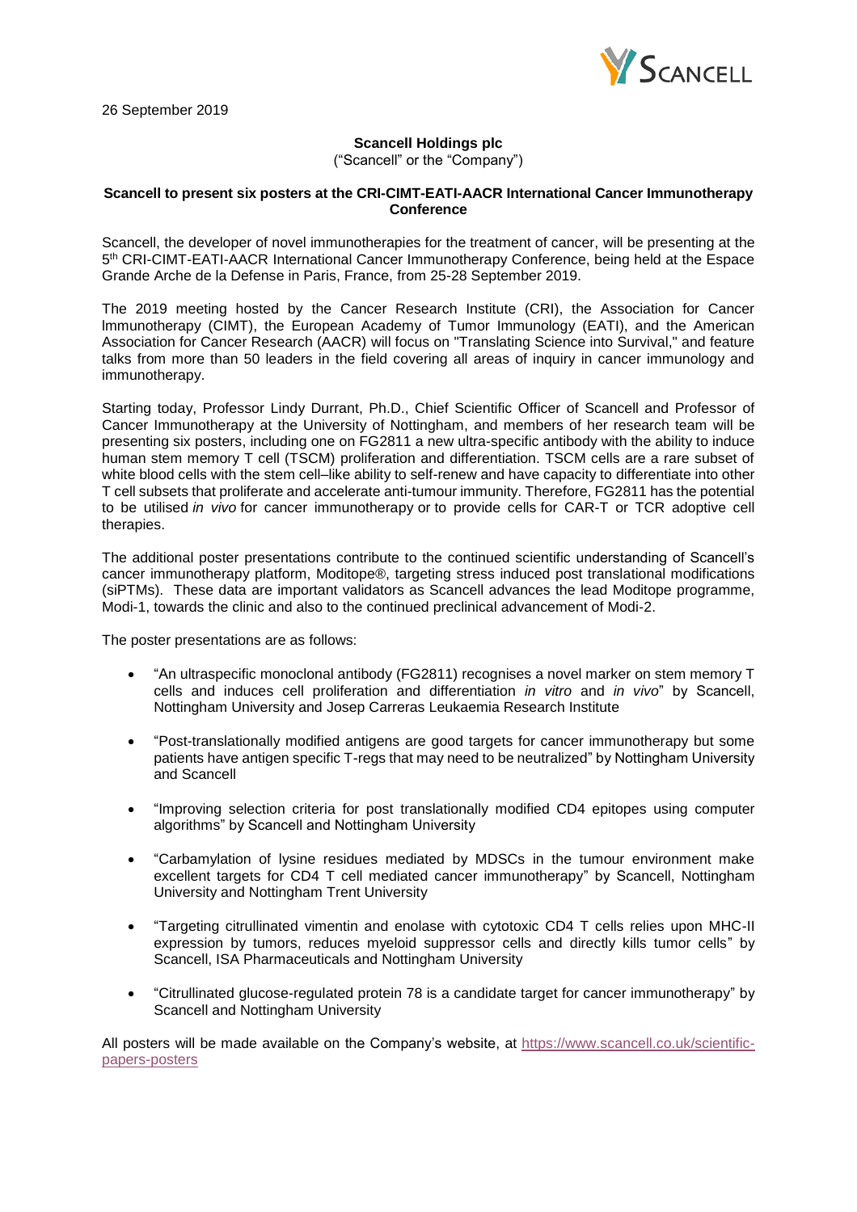26 September 2019

**Scancell Holdings plc**
("Scancell" or the "Company")

**Scancell to present six posters at the CRI-CIMT-EATI-AACR International Cancer Immunotherapy Conference**

Scancell, the developer of novel immunotherapies for the treatment of cancer, will be presenting at the 5th CRI-CIMT-EATI-AACR International Cancer Immunotherapy Conference, being held at the Espace Grande Arche de la Defense in Paris, France, from 25-28 September 2019.

The 2019 meeting hosted by the Cancer Research Institute (CRI), the Association for Cancer Immunotherapy (CIMT), the European Academy of Tumor Immunology (EATI), and the American Association for Cancer Research (AACR) will focus on "Translating Science into Survival," and feature talks from more than 50 leaders in the field covering all areas of inquiry in cancer immunology and immunotherapy.

Starting today, Professor Lindy Durrant, Ph.D., Chief Scientific Officer of Scancell and Professor of Cancer Immunotherapy at the University of Nottingham, and members of her research team will be presenting six posters, including one on FG2811 a new ultra-specific antibody with the ability to induce human stem memory T cell (TSCM) proliferation and differentiation. TSCM cells are a rare subset of white blood cells with the stem cell–like ability to self-renew and have capacity to differentiate into other T cell subsets that proliferate and accelerate anti-tumour immunity. Therefore, FG2811 has the potential to be utilised *in vivo* for cancer immunotherapy or to provide cells for CAR-T or TCR adoptive cell therapies.

The additional poster presentations contribute to the continued scientific understanding of Scancell's cancer immunotherapy platform, Moditope®, targeting stress induced post translational modifications (siPTMs). These data are important validators as Scancell advances the lead Moditope programme, Modi-1, towards the clinic and also to the continued preclinical advancement of Modi-2.

The poster presentations are as follows:

- "An ultraspecific monoclonal antibody (FG2811) recognises a novel marker on stem memory T cells and induces cell proliferation and differentiation *in vitro* and *in vivo*" by Scancell, Nottingham University and Josep Carreras Leukaemia Research Institute
- "Post-translationally modified antigens are good targets for cancer immunotherapy but some patients have antigen specific T-regs that may need to be neutralized" by Nottingham University and Scancell
- "Improving selection criteria for post translationally modified CD4 epitopes using computer algorithms" by Scancell and Nottingham University
- "Carbamylation of lysine residues mediated by MDSCs in the tumour environment make excellent targets for CD4 T cell mediated cancer immunotherapy" by Scancell, Nottingham University and Nottingham Trent University
- "Targeting citrullinated vimentin and enolase with cytotoxic CD4 T cells relies upon MHC-II expression by tumors, reduces myeloid suppressor cells and directly kills tumor cells" by Scancell, ISA Pharmaceuticals and Nottingham University
- "Citrullinated glucose-regulated protein 78 is a candidate target for cancer immunotherapy" by Scancell and Nottingham University

All posters will be made available on the Company's website, at https://www.scancell.co.uk/scientific-papers-posters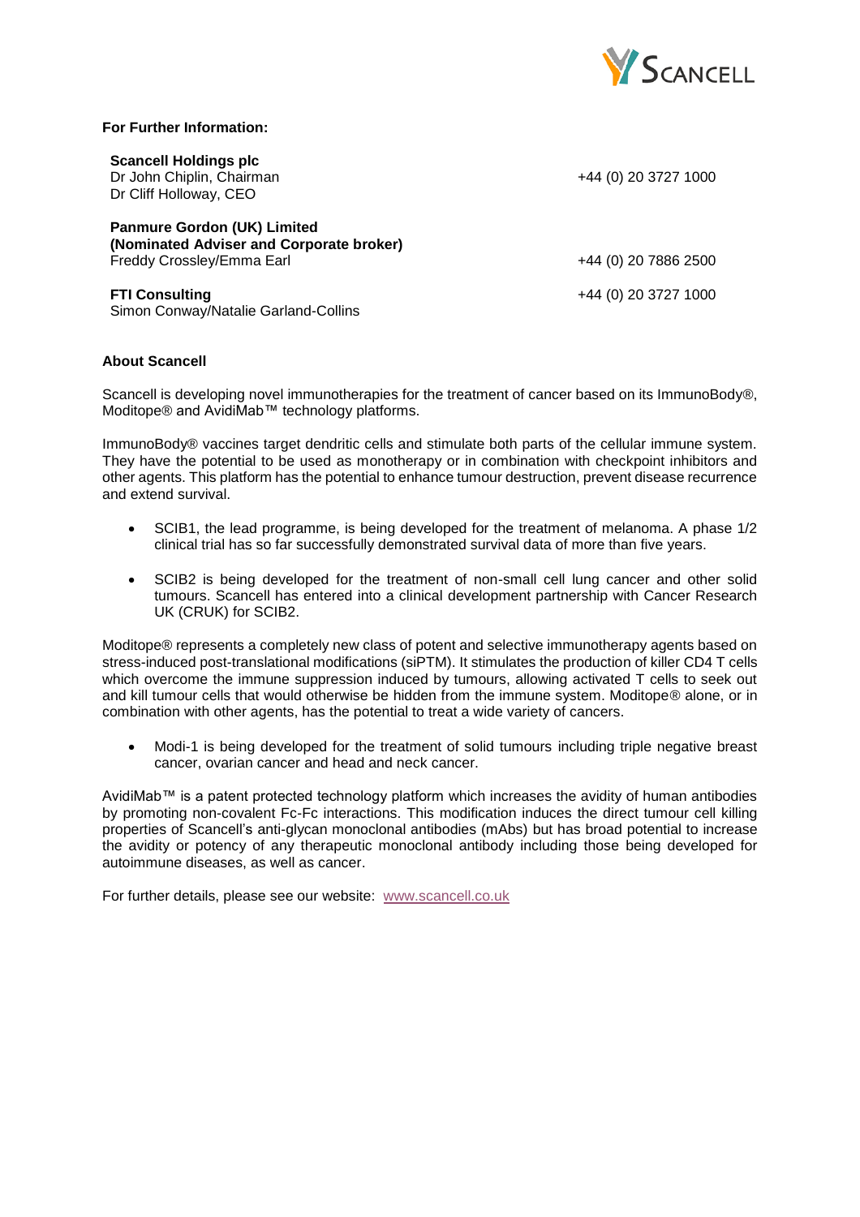**For Further Information:**

**Scancell Holdings plc**
Dr John Chiplin, Chairman — +44 (0) 20 3727 1000
Dr Cliff Holloway, CEO

**Panmure Gordon (UK) Limited**
**(Nominated Adviser and Corporate broker)**
Freddy Crossley/Emma Earl — +44 (0) 20 7886 2500

**FTI Consulting** — +44 (0) 20 3727 1000
Simon Conway/Natalie Garland-Collins

**About Scancell**

Scancell is developing novel immunotherapies for the treatment of cancer based on its ImmunoBody®, Moditope® and AvidiMab™ technology platforms.

ImmunoBody® vaccines target dendritic cells and stimulate both parts of the cellular immune system. They have the potential to be used as monotherapy or in combination with checkpoint inhibitors and other agents. This platform has the potential to enhance tumour destruction, prevent disease recurrence and extend survival.

- SCIB1, the lead programme, is being developed for the treatment of melanoma. A phase 1/2 clinical trial has so far successfully demonstrated survival data of more than five years.
- SCIB2 is being developed for the treatment of non-small cell lung cancer and other solid tumours. Scancell has entered into a clinical development partnership with Cancer Research UK (CRUK) for SCIB2.

Moditope® represents a completely new class of potent and selective immunotherapy agents based on stress-induced post-translational modifications (siPTM). It stimulates the production of killer CD4 T cells which overcome the immune suppression induced by tumours, allowing activated T cells to seek out and kill tumour cells that would otherwise be hidden from the immune system. Moditope® alone, or in combination with other agents, has the potential to treat a wide variety of cancers.

- Modi-1 is being developed for the treatment of solid tumours including triple negative breast cancer, ovarian cancer and head and neck cancer.

AvidiMab™ is a patent protected technology platform which increases the avidity of human antibodies by promoting non-covalent Fc-Fc interactions. This modification induces the direct tumour cell killing properties of Scancell's anti-glycan monoclonal antibodies (mAbs) but has broad potential to increase the avidity or potency of any therapeutic monoclonal antibody including those being developed for autoimmune diseases, as well as cancer.

For further details, please see our website: www.scancell.co.uk